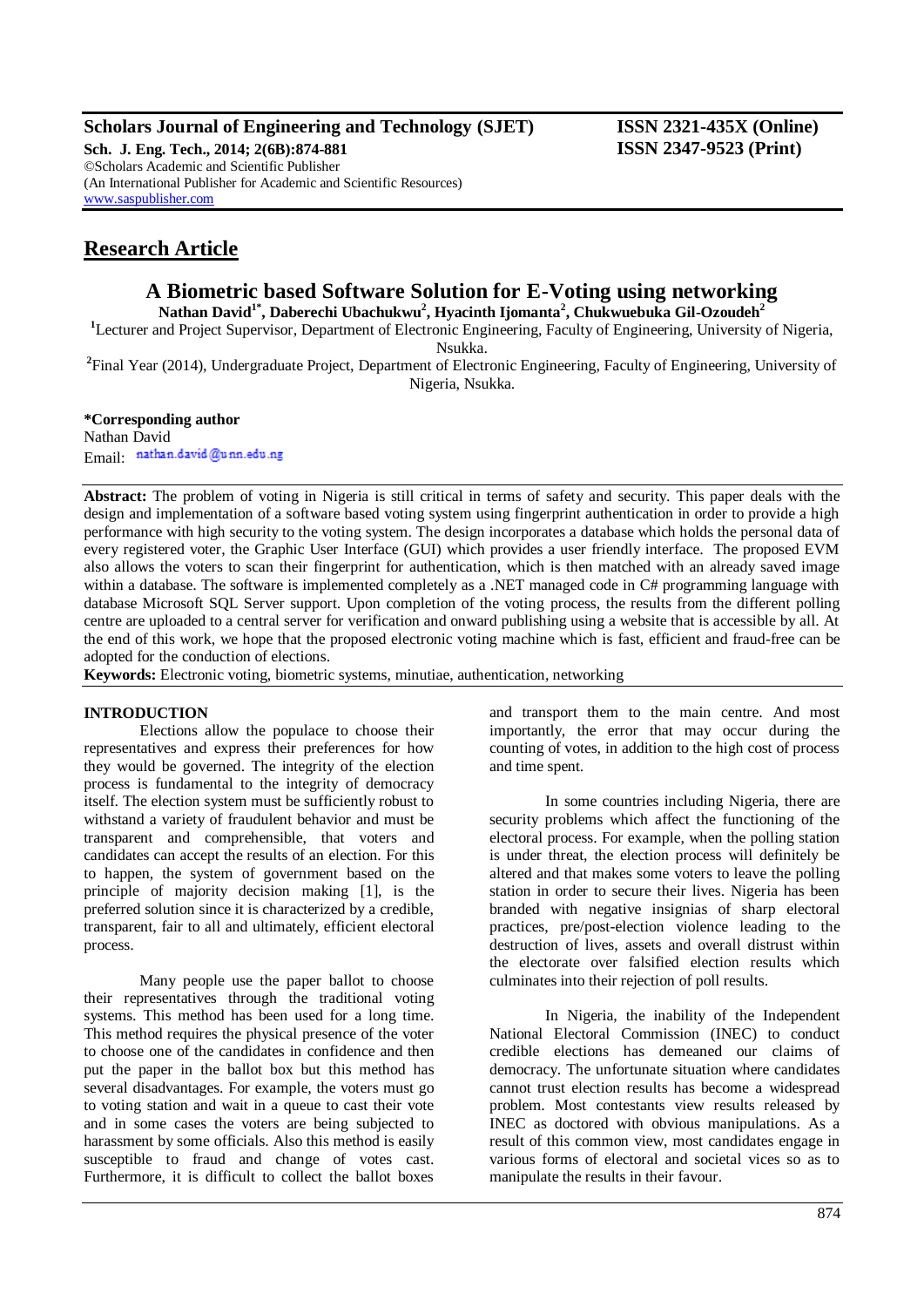**Scholars Journal of Engineering and Technology (SJET)** **ISSN 2321-435X (Online)**
**Sch. J. Eng. Tech., 2014; 2(6B):874-881** **ISSN 2347-9523 (Print)**
©Scholars Academic and Scientific Publisher
(An International Publisher for Academic and Scientific Resources)
www.saspublisher.com

## Research Article

# A Biometric based Software Solution for E-Voting using networking

**Nathan David[1*], Daberechi Ubachukwu[2], Hyacinth Ijomanta[2], Chukwuebuka Gil-Ozoudeh[2]**

[1]Lecturer and Project Supervisor, Department of Electronic Engineering, Faculty of Engineering, University of Nigeria, Nsukka.

[2]Final Year (2014), Undergraduate Project, Department of Electronic Engineering, Faculty of Engineering, University of Nigeria, Nsukka.

**\*Corresponding author**
Nathan David
Email: nathan.david@unn.edu.ng

**Abstract:** The problem of voting in Nigeria is still critical in terms of safety and security. This paper deals with the design and implementation of a software based voting system using fingerprint authentication in order to provide a high performance with high security to the voting system. The design incorporates a database which holds the personal data of every registered voter, the Graphic User Interface (GUI) which provides a user friendly interface. The proposed EVM also allows the voters to scan their fingerprint for authentication, which is then matched with an already saved image within a database. The software is implemented completely as a .NET managed code in C# programming language with database Microsoft SQL Server support. Upon completion of the voting process, the results from the different polling centre are uploaded to a central server for verification and onward publishing using a website that is accessible by all. At the end of this work, we hope that the proposed electronic voting machine which is fast, efficient and fraud-free can be adopted for the conduction of elections.

**Keywords:** Electronic voting, biometric systems, minutiae, authentication, networking

## INTRODUCTION

Elections allow the populace to choose their representatives and express their preferences for how they would be governed. The integrity of the election process is fundamental to the integrity of democracy itself. The election system must be sufficiently robust to withstand a variety of fraudulent behavior and must be transparent and comprehensible, that voters and candidates can accept the results of an election. For this to happen, the system of government based on the principle of majority decision making [1], is the preferred solution since it is characterized by a credible, transparent, fair to all and ultimately, efficient electoral process.

Many people use the paper ballot to choose their representatives through the traditional voting systems. This method has been used for a long time. This method requires the physical presence of the voter to choose one of the candidates in confidence and then put the paper in the ballot box but this method has several disadvantages. For example, the voters must go to voting station and wait in a queue to cast their vote and in some cases the voters are being subjected to harassment by some officials. Also this method is easily susceptible to fraud and change of votes cast. Furthermore, it is difficult to collect the ballot boxes and transport them to the main centre. And most importantly, the error that may occur during the counting of votes, in addition to the high cost of process and time spent.

In some countries including Nigeria, there are security problems which affect the functioning of the electoral process. For example, when the polling station is under threat, the election process will definitely be altered and that makes some voters to leave the polling station in order to secure their lives. Nigeria has been branded with negative insignias of sharp electoral practices, pre/post-election violence leading to the destruction of lives, assets and overall distrust within the electorate over falsified election results which culminates into their rejection of poll results.

In Nigeria, the inability of the Independent National Electoral Commission (INEC) to conduct credible elections has demeaned our claims of democracy. The unfortunate situation where candidates cannot trust election results has become a widespread problem. Most contestants view results released by INEC as doctored with obvious manipulations. As a result of this common view, most candidates engage in various forms of electoral and societal vices so as to manipulate the results in their favour.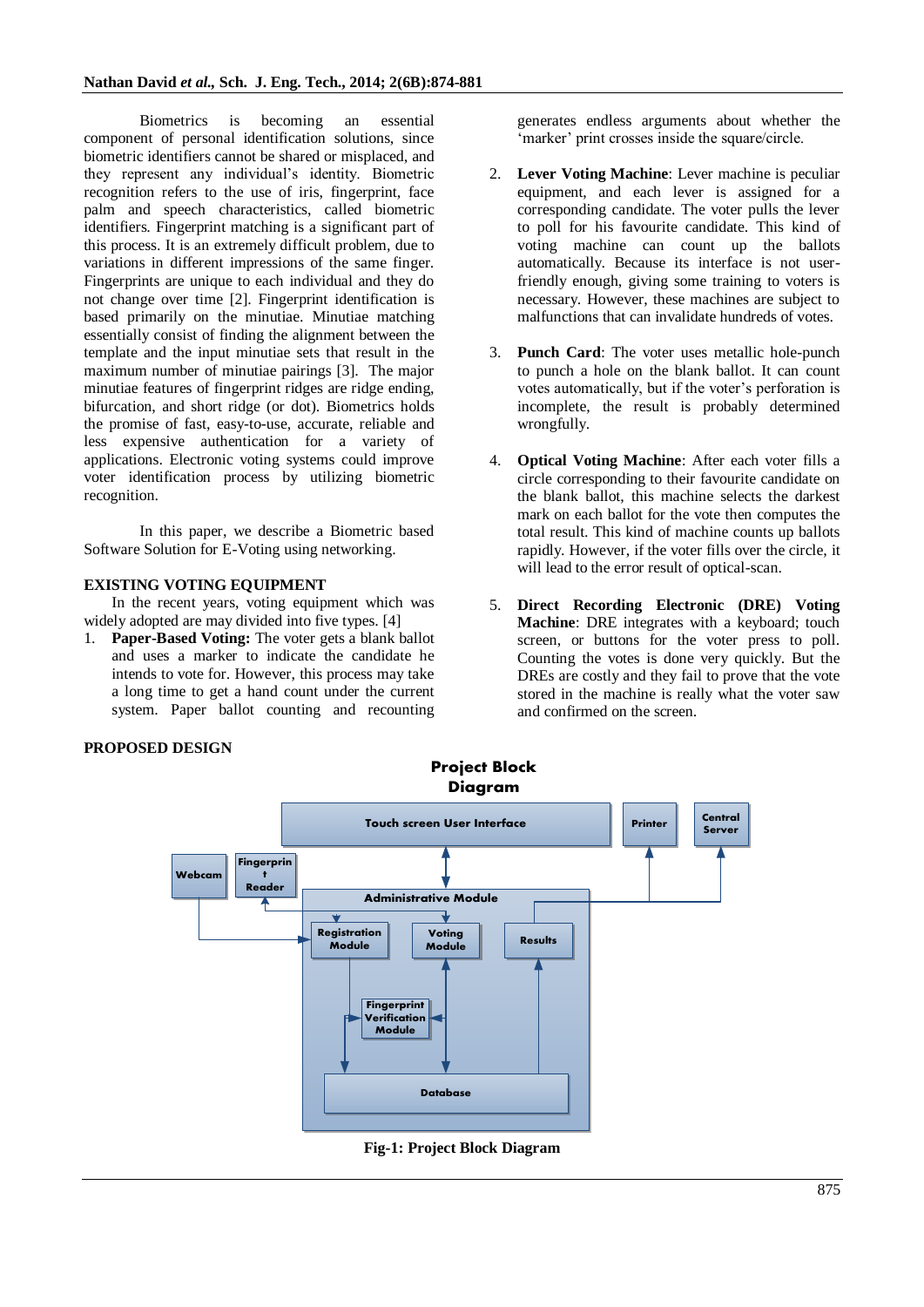Biometrics is becoming an essential component of personal identification solutions, since biometric identifiers cannot be shared or misplaced, and they represent any individual's identity. Biometric recognition refers to the use of iris, fingerprint, face palm and speech characteristics, called biometric identifiers. Fingerprint matching is a significant part of this process. It is an extremely difficult problem, due to variations in different impressions of the same finger. Fingerprints are unique to each individual and they do not change over time [2]. Fingerprint identification is based primarily on the minutiae. Minutiae matching essentially consist of finding the alignment between the template and the input minutiae sets that result in the maximum number of minutiae pairings [3]. The major minutiae features of fingerprint ridges are ridge ending, bifurcation, and short ridge (or dot). Biometrics holds the promise of fast, easy-to-use, accurate, reliable and less expensive authentication for a variety of applications. Electronic voting systems could improve voter identification process by utilizing biometric recognition.

In this paper, we describe a Biometric based Software Solution for E-Voting using networking.

## EXISTING VOTING EQUIPMENT

In the recent years, voting equipment which was widely adopted are may divided into five types. [4]

1. **Paper-Based Voting:** The voter gets a blank ballot and uses a marker to indicate the candidate he intends to vote for. However, this process may take a long time to get a hand count under the current system. Paper ballot counting and recounting generates endless arguments about whether the 'marker' print crosses inside the square/circle.
2. **Lever Voting Machine**: Lever machine is peculiar equipment, and each lever is assigned for a corresponding candidate. The voter pulls the lever to poll for his favourite candidate. This kind of voting machine can count up the ballots automatically. Because its interface is not user-friendly enough, giving some training to voters is necessary. However, these machines are subject to malfunctions that can invalidate hundreds of votes.
3. **Punch Card**: The voter uses metallic hole-punch to punch a hole on the blank ballot. It can count votes automatically, but if the voter's perforation is incomplete, the result is probably determined wrongfully.
4. **Optical Voting Machine**: After each voter fills a circle corresponding to their favourite candidate on the blank ballot, this machine selects the darkest mark on each ballot for the vote then computes the total result. This kind of machine counts up ballots rapidly. However, if the voter fills over the circle, it will lead to the error result of optical-scan.
5. **Direct Recording Electronic (DRE) Voting Machine**: DRE integrates with a keyboard; touch screen, or buttons for the voter press to poll. Counting the votes is done very quickly. But the DREs are costly and they fail to prove that the vote stored in the machine is really what the voter saw and confirmed on the screen.

## PROPOSED DESIGN

**Project Block Diagram**

Touch screen User Interface | Printer | Central Server | Webcam | Fingerprint Reader | Administrative Module | Registration Module | Voting Module | Results | Fingerprint Verification Module | Database

**Fig-1: Project Block Diagram**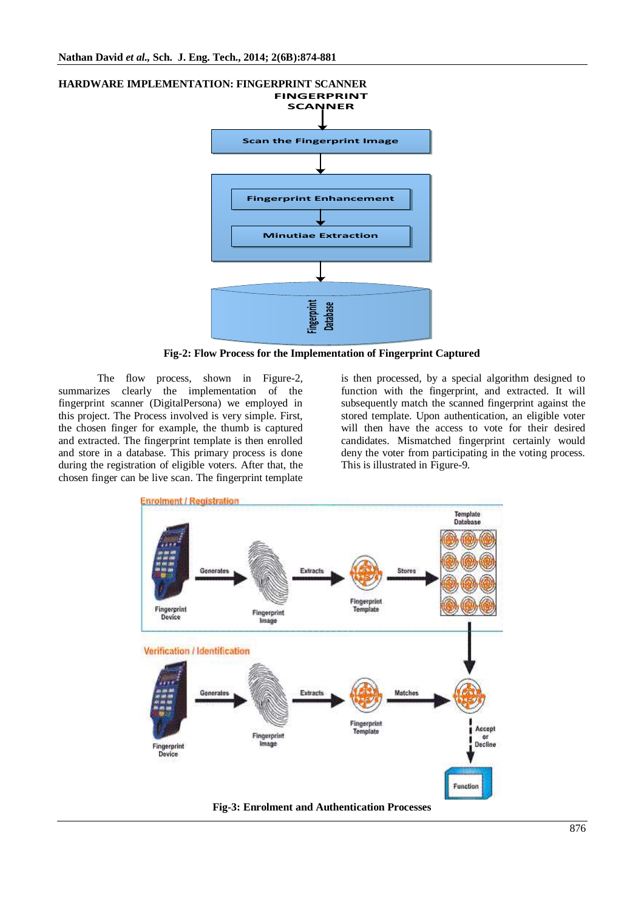## HARDWARE IMPLEMENTATION: FINGERPRINT SCANNER

FINGERPRINT SCANNER

Scan the Fingerprint Image

Fingerprint Enhancement

Minutiae Extraction

Fingerprint Database

**Fig-2: Flow Process for the Implementation of Fingerprint Captured**

The flow process, shown in Figure-2, summarizes clearly the implementation of the fingerprint scanner (DigitalPersona) we employed in this project. The Process involved is very simple. First, the chosen finger for example, the thumb is captured and extracted. The fingerprint template is then enrolled and store in a database. This primary process is done during the registration of eligible voters. After that, the chosen finger can be live scan. The fingerprint template is then processed, by a special algorithm designed to function with the fingerprint, and extracted. It will subsequently match the scanned fingerprint against the stored template. Upon authentication, an eligible voter will then have the access to vote for their desired candidates. Mismatched fingerprint certainly would deny the voter from participating in the voting process. This is illustrated in Figure-9.

Enrolment / Registration

Fingerprint Device → Generates → Fingerprint Image → Extracts → Fingerprint Template → Stores → Template Database

Verification / Identification

Fingerprint Device → Generates → Fingerprint Image → Extracts → Fingerprint Template → Matches → Accept or Decline → Function

**Fig-3: Enrolment and Authentication Processes**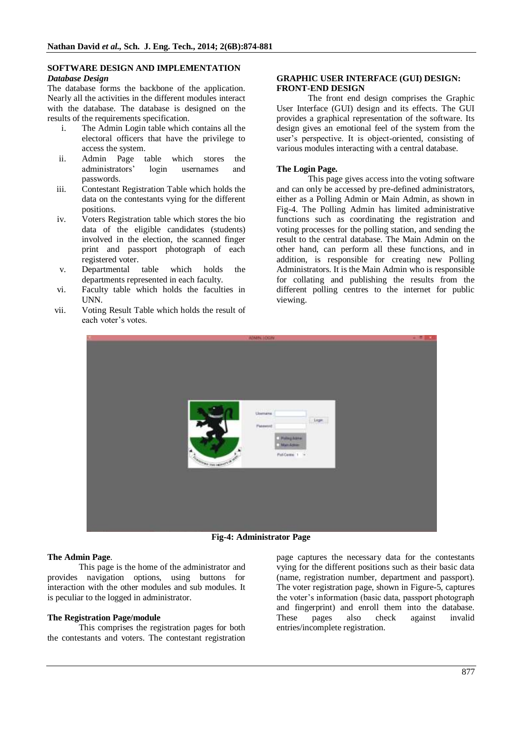## SOFTWARE DESIGN AND IMPLEMENTATION

### *Database Design*

The database forms the backbone of the application. Nearly all the activities in the different modules interact with the database. The database is designed on the results of the requirements specification.

i. The Admin Login table which contains all the electoral officers that have the privilege to access the system.
ii. Admin Page table which stores the administrators' login usernames and passwords.
iii. Contestant Registration Table which holds the data on the contestants vying for the different positions.
iv. Voters Registration table which stores the bio data of the eligible candidates (students) involved in the election, the scanned finger print and passport photograph of each registered voter.
v. Departmental table which holds the departments represented in each faculty.
vi. Faculty table which holds the faculties in UNN.
vii. Voting Result Table which holds the result of each voter's votes.

## GRAPHIC USER INTERFACE (GUI) DESIGN: FRONT-END DESIGN

The front end design comprises the Graphic User Interface (GUI) design and its effects. The GUI provides a graphical representation of the software. Its design gives an emotional feel of the system from the user's perspective. It is object-oriented, consisting of various modules interacting with a central database.

### The Login Page.

This page gives access into the voting software and can only be accessed by pre-defined administrators, either as a Polling Admin or Main Admin, as shown in Fig-4. The Polling Admin has limited administrative functions such as coordinating the registration and voting processes for the polling station, and sending the result to the central database. The Main Admin on the other hand, can perform all these functions, and in addition, is responsible for creating new Polling Administrators. It is the Main Admin who is responsible for collating and publishing the results from the different polling centres to the internet for public viewing.

**Fig-4: Administrator Page**

### The Admin Page.

This page is the home of the administrator and provides navigation options, using buttons for interaction with the other modules and sub modules. It is peculiar to the logged in administrator.

### The Registration Page/module

This comprises the registration pages for both the contestants and voters. The contestant registration page captures the necessary data for the contestants vying for the different positions such as their basic data (name, registration number, department and passport). The voter registration page, shown in Figure-5, captures the voter's information (basic data, passport photograph and fingerprint) and enroll them into the database. These pages also check against invalid entries/incomplete registration.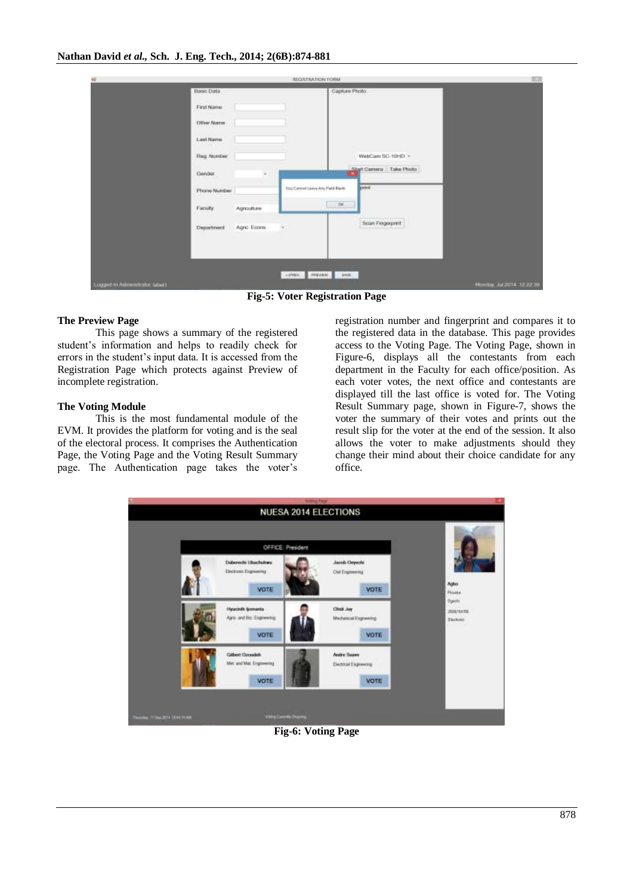Fig-5: Voter Registration Page

### The Preview Page

This page shows a summary of the registered student's information and helps to readily check for errors in the student's input data. It is accessed from the Registration Page which protects against Preview of incomplete registration.

### The Voting Module

This is the most fundamental module of the EVM. It provides the platform for voting and is the seal of the electoral process. It comprises the Authentication Page, the Voting Page and the Voting Result Summary page. The Authentication page takes the voter's registration number and fingerprint and compares it to the registered data in the database. This page provides access to the Voting Page. The Voting Page, shown in Figure-6, displays all the contestants from each department in the Faculty for each office/position. As each voter votes, the next office and contestants are displayed till the last office is voted for. The Voting Result Summary page, shown in Figure-7, shows the voter the summary of their votes and prints out the result slip for the voter at the end of the session. It also allows the voter to make adjustments should they change their mind about their choice candidate for any office.

Fig-6: Voting Page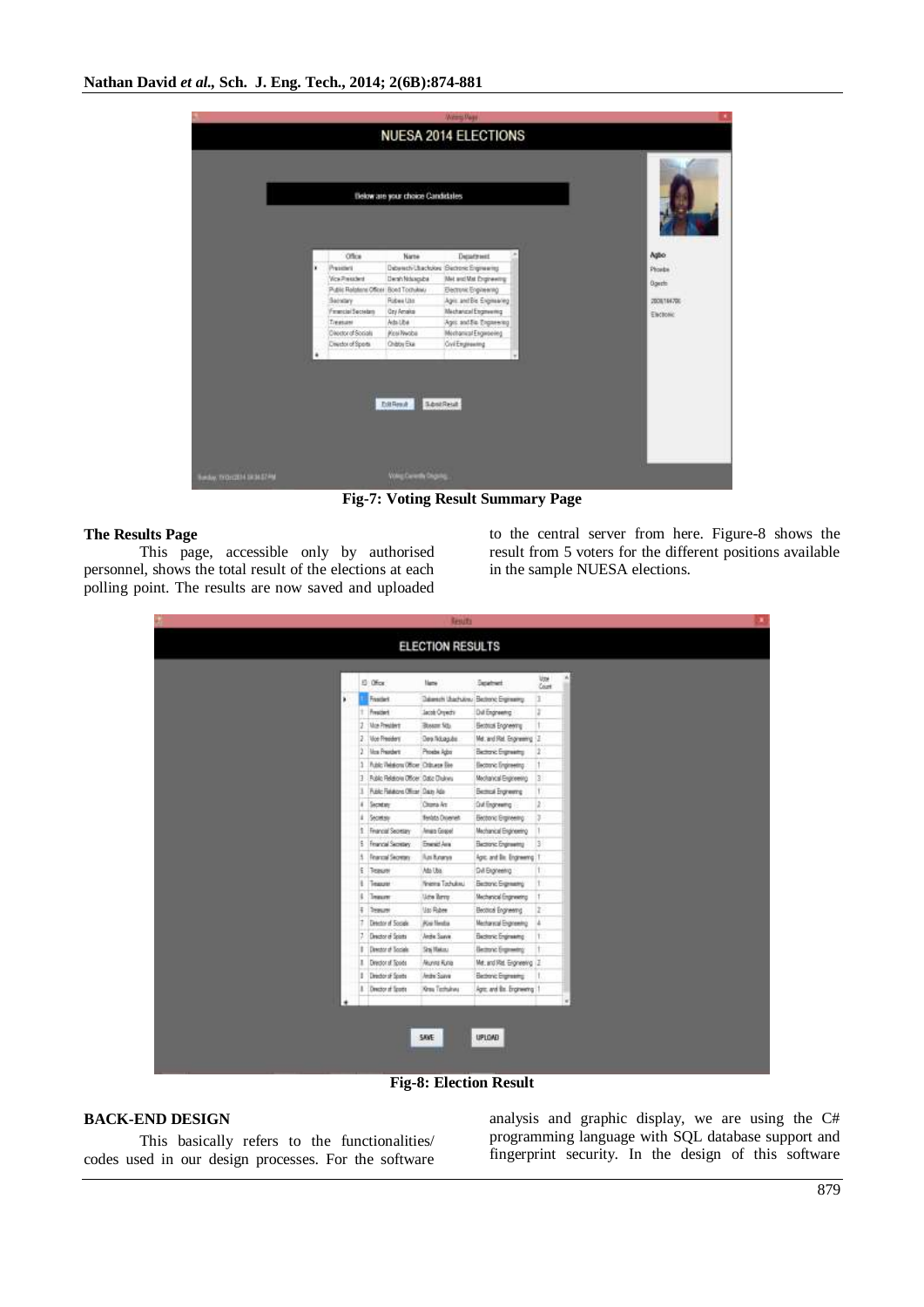Fig-7: Voting Result Summary Page

### The Results Page

This page, accessible only by authorised personnel, shows the total result of the elections at each polling point. The results are now saved and uploaded to the central server from here. Figure-8 shows the result from 5 voters for the different positions available in the sample NUESA elections.

Fig-8: Election Result

### BACK-END DESIGN

This basically refers to the functionalities/ codes used in our design processes. For the software analysis and graphic display, we are using the C# programming language with SQL database support and fingerprint security. In the design of this software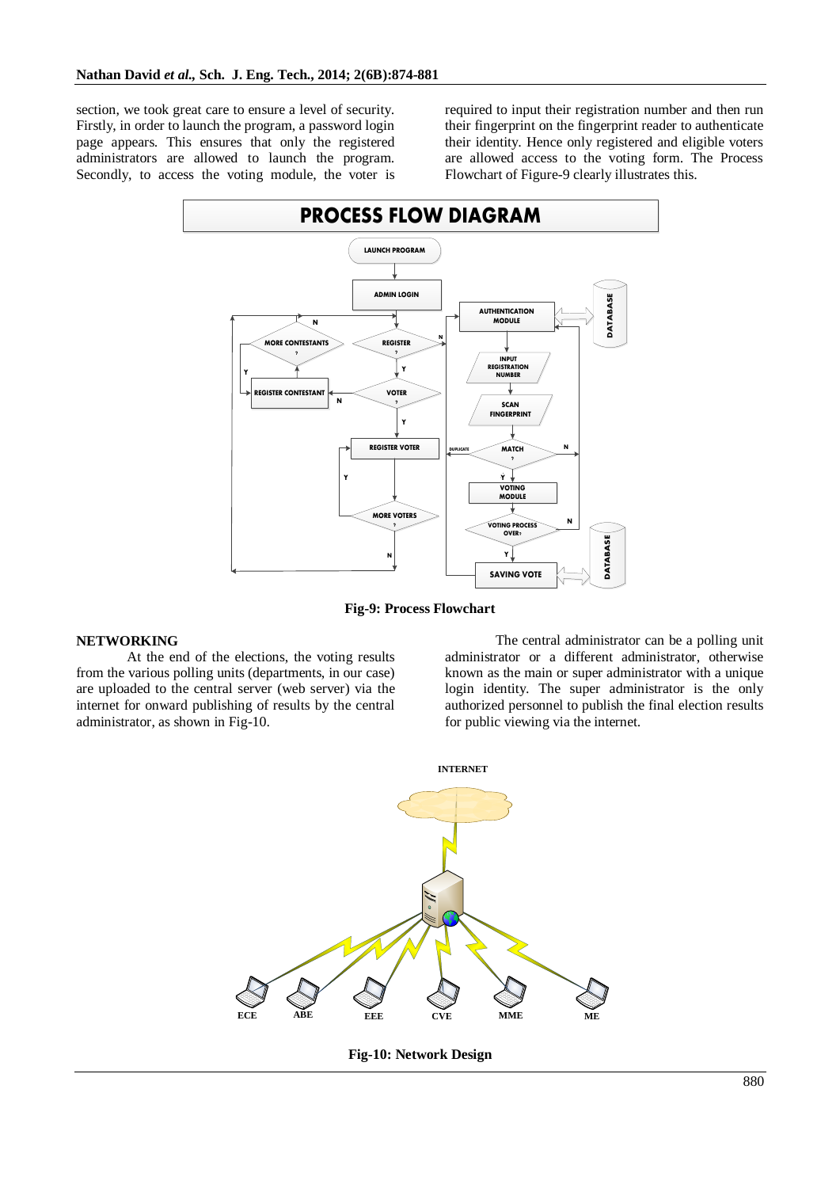section, we took great care to ensure a level of security. Firstly, in order to launch the program, a password login page appears. This ensures that only the registered administrators are allowed to launch the program. Secondly, to access the voting module, the voter is required to input their registration number and then run their fingerprint on the fingerprint reader to authenticate their identity. Hence only registered and eligible voters are allowed access to the voting form. The Process Flowchart of Figure-9 clearly illustrates this.

**Fig-9: Process Flowchart**

## NETWORKING

At the end of the elections, the voting results from the various polling units (departments, in our case) are uploaded to the central server (web server) via the internet for onward publishing of results by the central administrator, as shown in Fig-10.

The central administrator can be a polling unit administrator or a different administrator, otherwise known as the main or super administrator with a unique login identity. The super administrator is the only authorized personnel to publish the final election results for public viewing via the internet.

**Fig-10: Network Design**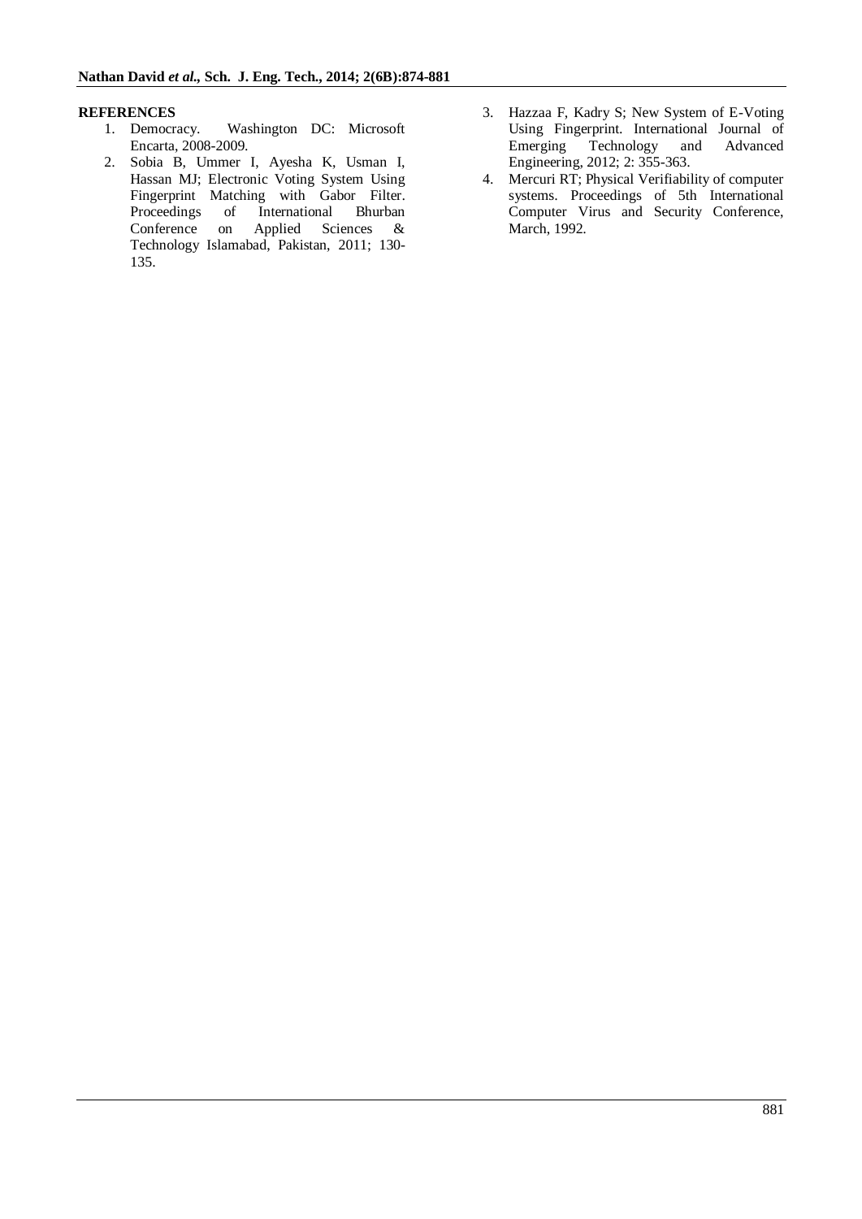## REFERENCES

1. Democracy. Washington DC: Microsoft Encarta, 2008-2009.
2. Sobia B, Ummer I, Ayesha K, Usman I, Hassan MJ; Electronic Voting System Using Fingerprint Matching with Gabor Filter. Proceedings of International Bhurban Conference on Applied Sciences & Technology Islamabad, Pakistan, 2011; 130-135.
3. Hazzaa F, Kadry S; New System of E-Voting Using Fingerprint. International Journal of Emerging Technology and Advanced Engineering, 2012; 2: 355-363.
4. Mercuri RT; Physical Verifiability of computer systems. Proceedings of 5th International Computer Virus and Security Conference, March, 1992.